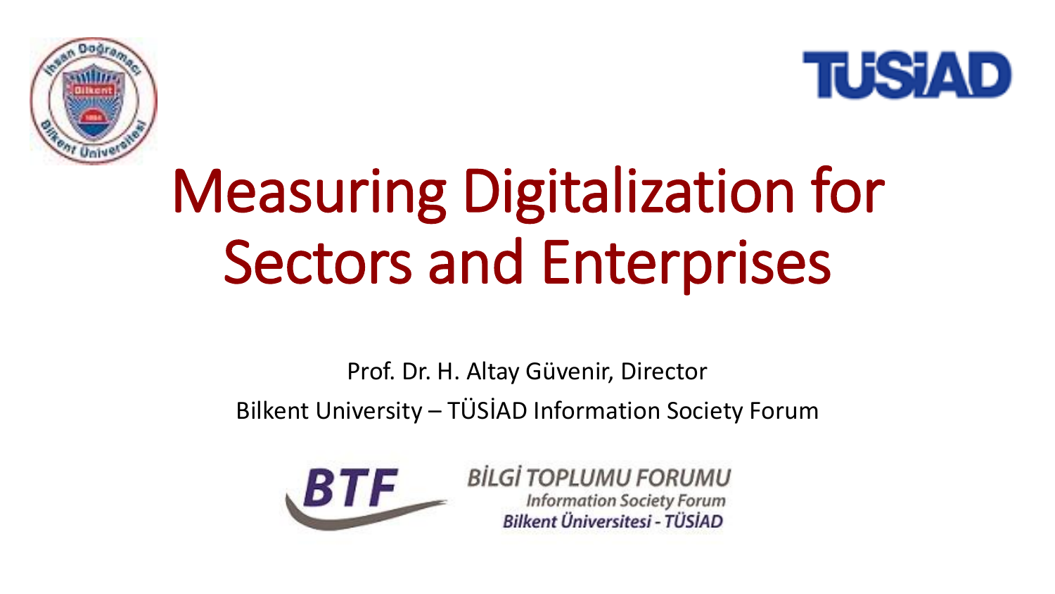# Measuring Digitalization for Sectors and Enterprises

Prof. Dr. H. Altay Güvenir, Director

Bilkent University – TÜSİAD Information Society Forum

BTF

BİLGİ TOPLUMU FORUMU

Information Society Forum

Bilkent Üniversitesi - TÜSİAD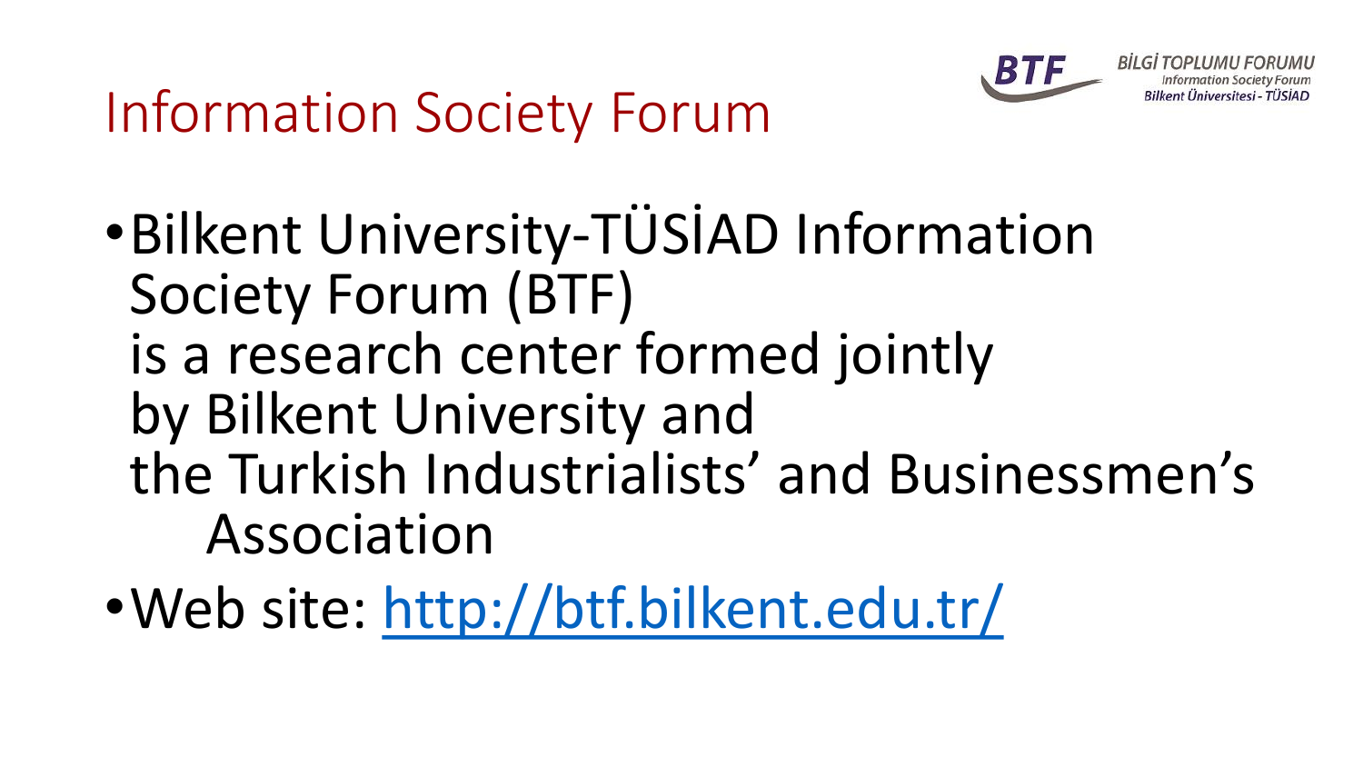# Information Society Forum

- Bilkent University-TÜSİAD Information Society Forum (BTF) is a research center formed jointly by Bilkent University and the Turkish Industrialists' and Businessmen's Association
- Web site: http://btf.bilkent.edu.tr/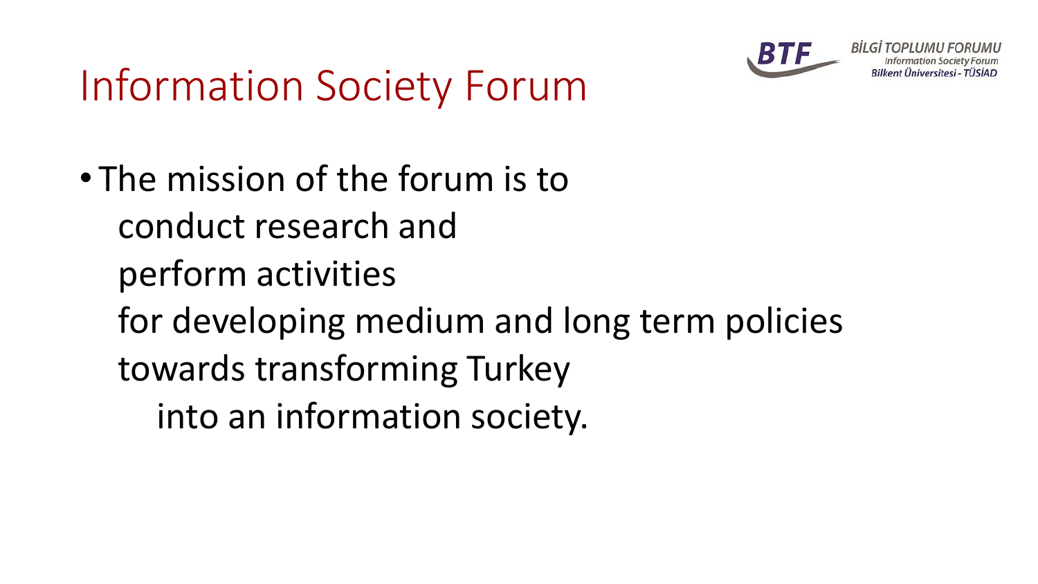# Information Society Forum

BİLGİ TOPLUMU FORUMU
Information Society Forum
Bilkent Üniversitesi - TÜSİAD

- The mission of the forum is to
  conduct research and
  perform activities
  for developing medium and long term policies
  towards transforming Turkey
  into an information society.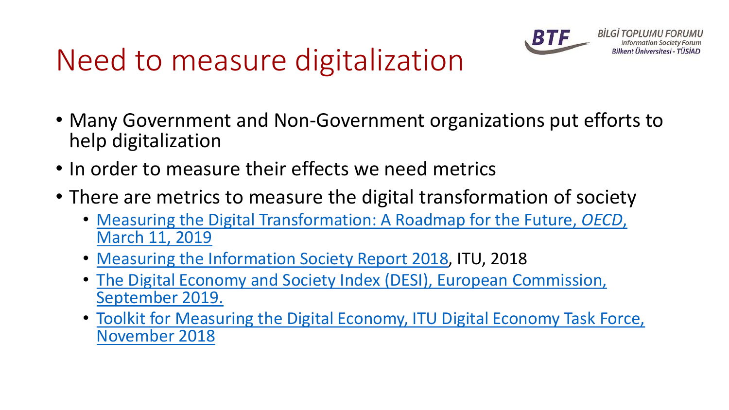# Need to measure digitalization

- Many Government and Non-Government organizations put efforts to help digitalization
- In order to measure their effects we need metrics
- There are metrics to measure the digital transformation of society
  - Measuring the Digital Transformation: A Roadmap for the Future, *OECD*, March 11, 2019
  - Measuring the Information Society Report 2018, ITU, 2018
  - The Digital Economy and Society Index (DESI), European Commission, September 2019.
  - Toolkit for Measuring the Digital Economy, ITU Digital Economy Task Force, November 2018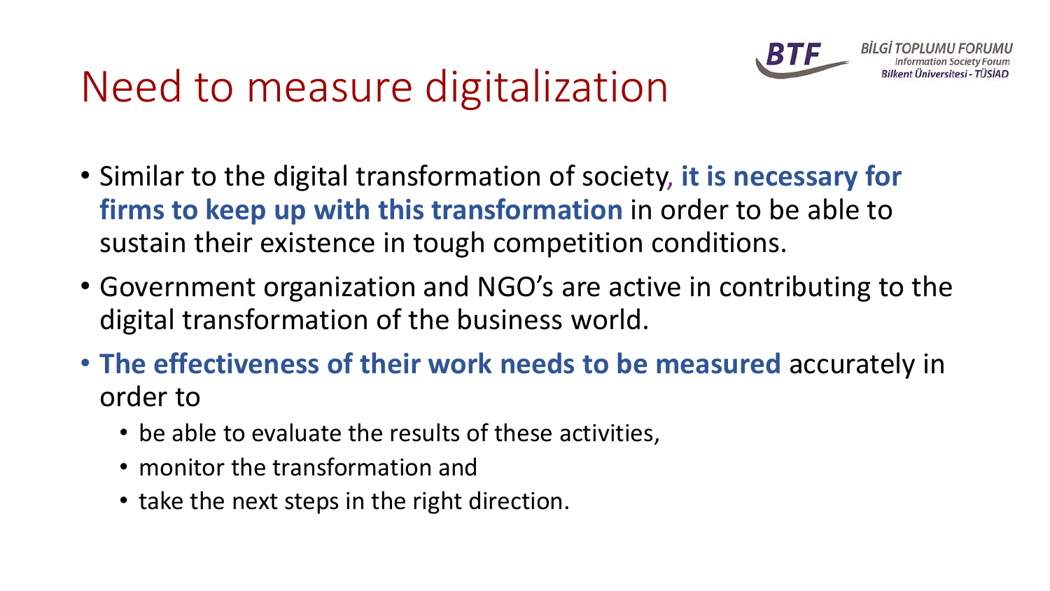# Need to measure digitalization

- Similar to the digital transformation of society, **it is necessary for firms to keep up with this transformation** in order to be able to sustain their existence in tough competition conditions.
- Government organization and NGO's are active in contributing to the digital transformation of the business world.
- **The effectiveness of their work needs to be measured** accurately in order to
  - be able to evaluate the results of these activities,
  - monitor the transformation and
  - take the next steps in the right direction.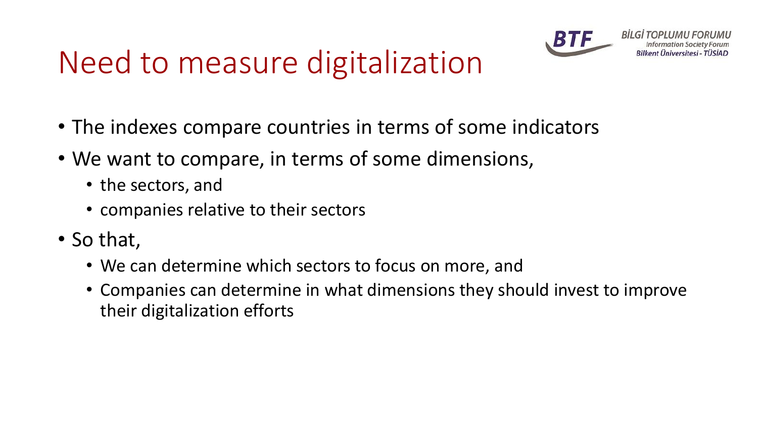# Need to measure digitalization

- The indexes compare countries in terms of some indicators
- We want to compare, in terms of some dimensions,
  - the sectors, and
  - companies relative to their sectors
- So that,
  - We can determine which sectors to focus on more, and
  - Companies can determine in what dimensions they should invest to improve their digitalization efforts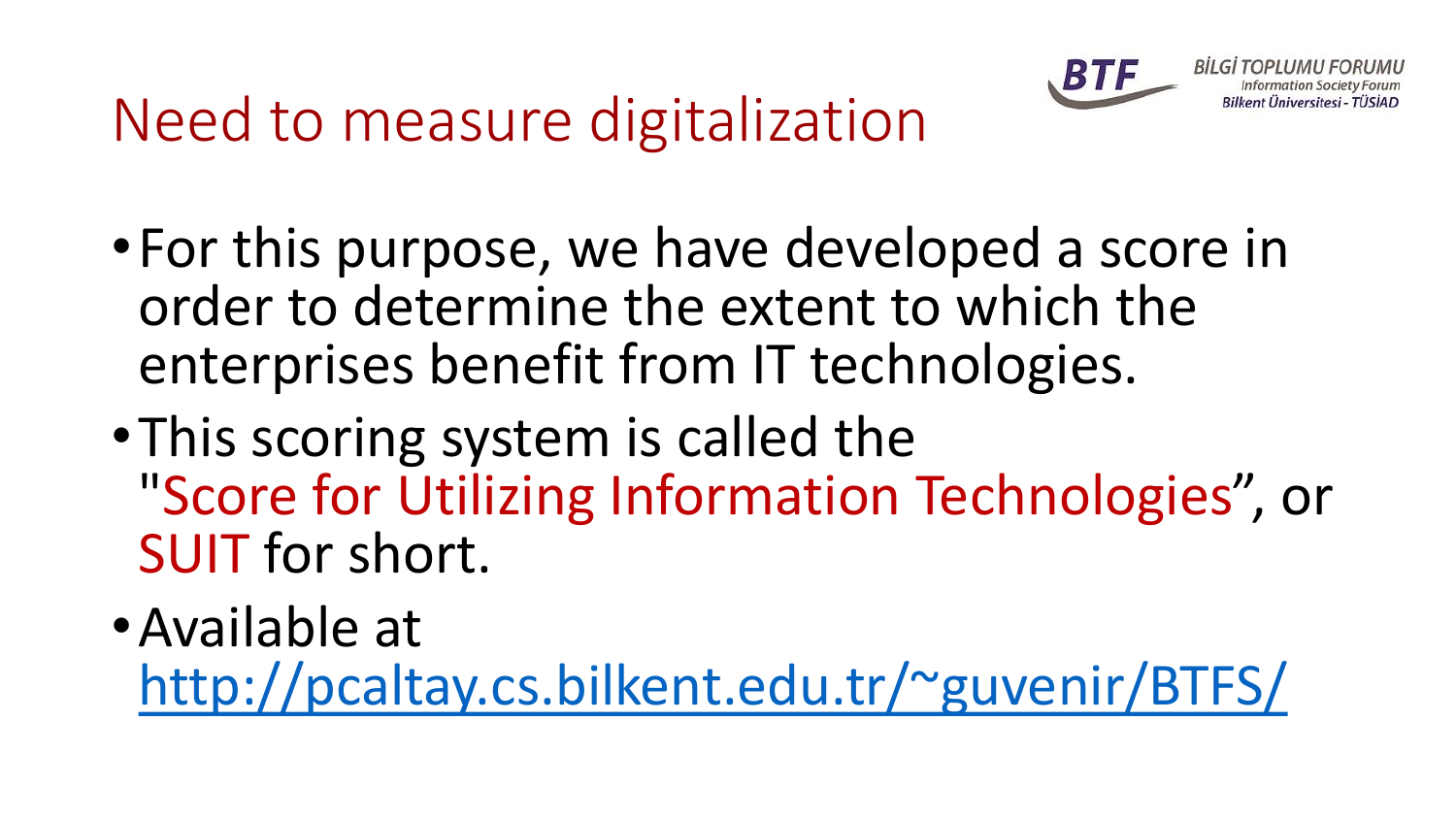# Need to measure digitalization

- For this purpose, we have developed a score in order to determine the extent to which the enterprises benefit from IT technologies.
- This scoring system is called the "Score for Utilizing Information Technologies", or SUIT for short.
- Available at [http://pcaltay.cs.bilkent.edu.tr/~guvenir/BTFS/](http://pcaltay.cs.bilkent.edu.tr/~guvenir/BTFS/)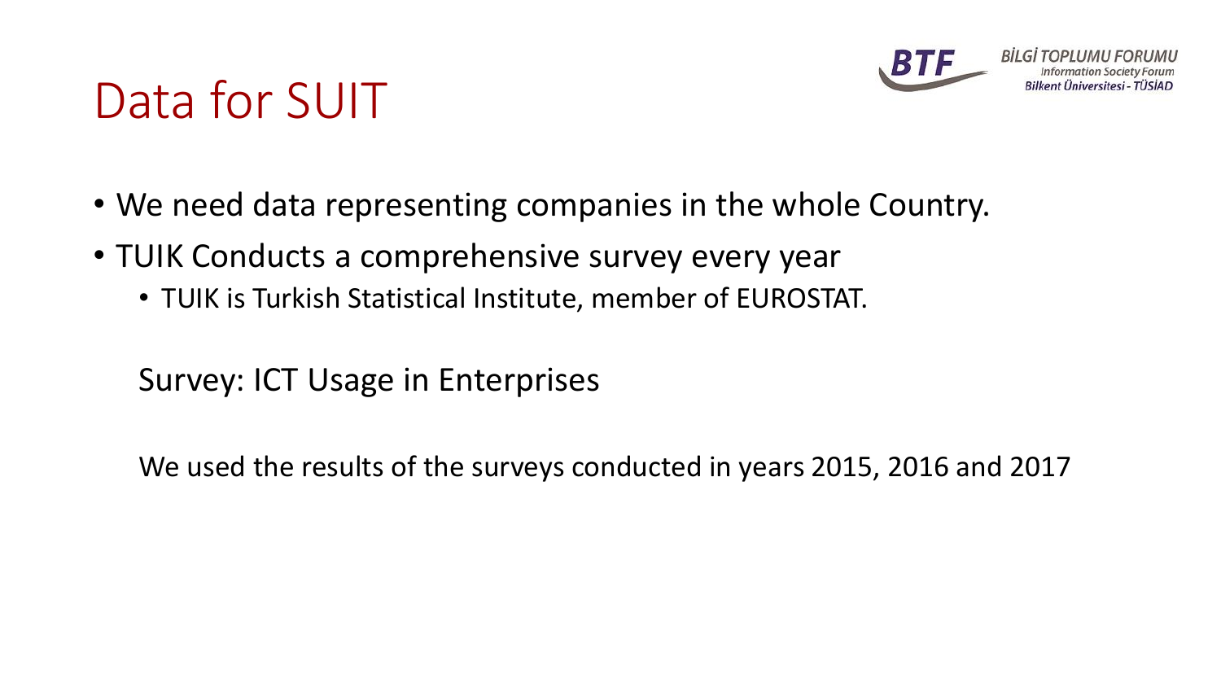# Data for SUIT

- We need data representing companies in the whole Country.
- TUIK Conducts a comprehensive survey every year
  - TUIK is Turkish Statistical Institute, member of EUROSTAT.

  Survey: ICT Usage in Enterprises

  We used the results of the surveys conducted in years 2015, 2016 and 2017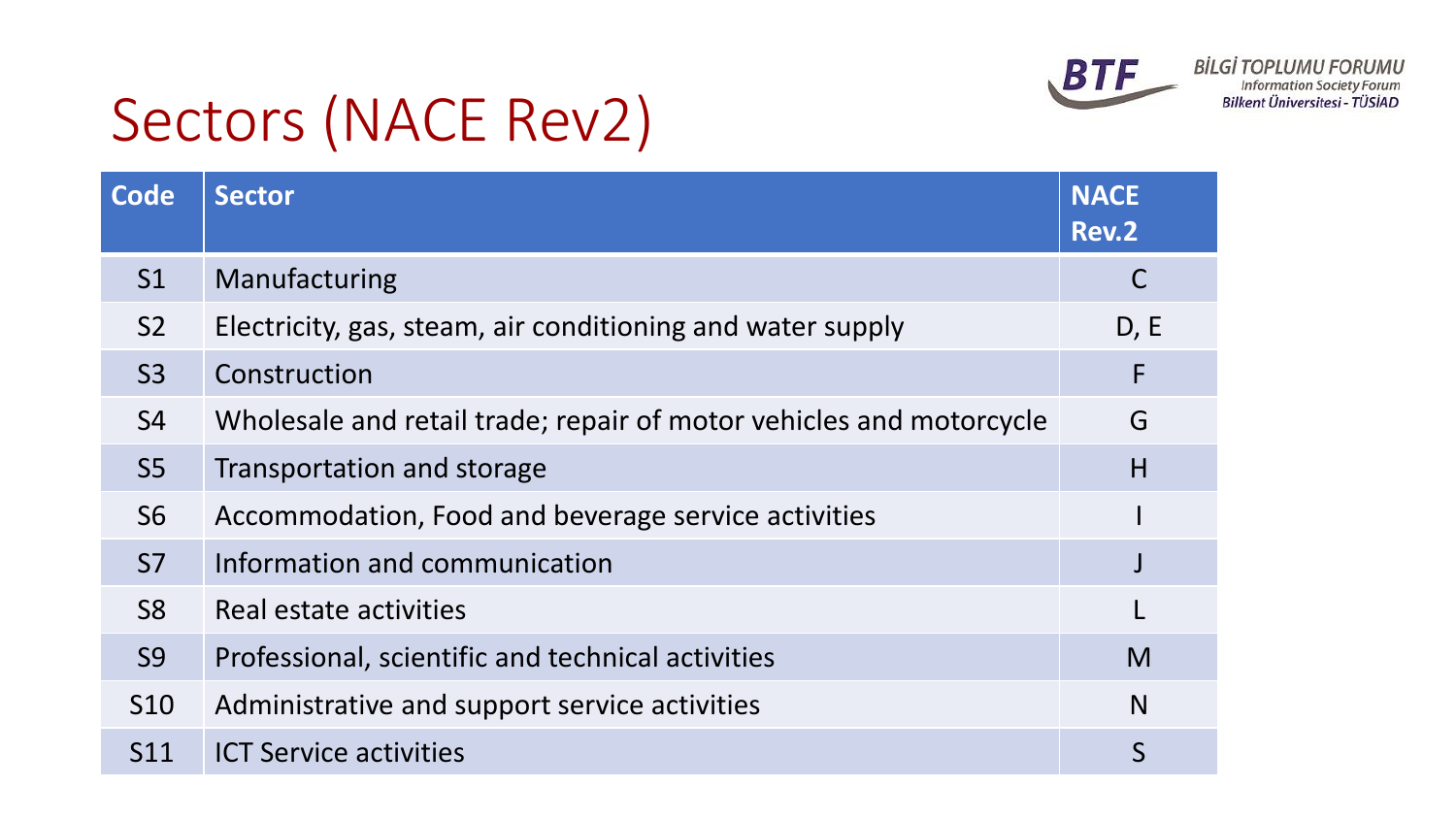# Sectors (NACE Rev2)

| Code | Sector | NACE Rev.2 |
|---|---|---|
| S1 | Manufacturing | C |
| S2 | Electricity, gas, steam, air conditioning and water supply | D, E |
| S3 | Construction | F |
| S4 | Wholesale and retail trade; repair of motor vehicles and motorcycle | G |
| S5 | Transportation and storage | H |
| S6 | Accommodation, Food and beverage service activities | I |
| S7 | Information and communication | J |
| S8 | Real estate activities | L |
| S9 | Professional, scientific and technical activities | M |
| S10 | Administrative and support service activities | N |
| S11 | ICT Service activities | S |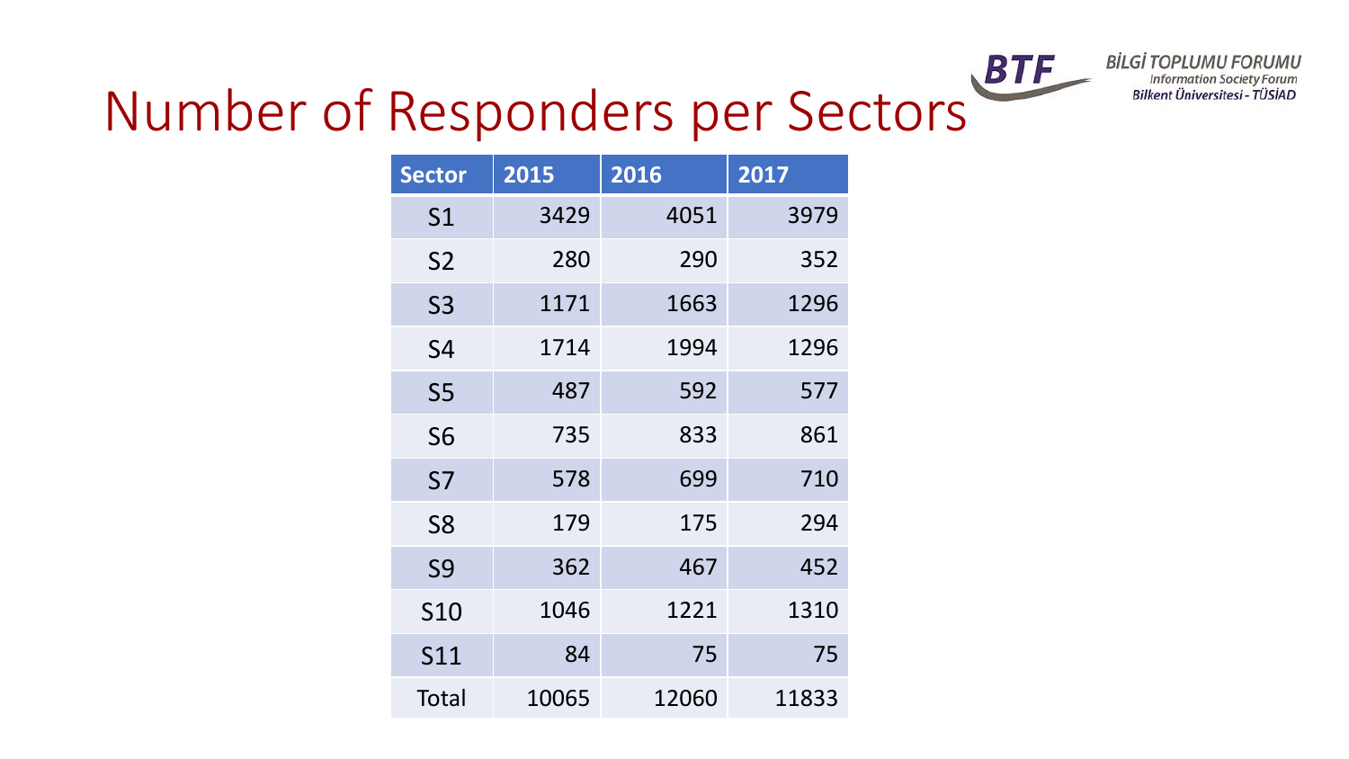# Number of Responders per Sectors

BİLGİ TOPLUMU FORUMU
Information Society Forum
Bilkent Üniversitesi - TÜSİAD

| Sector | 2015 | 2016 | 2017 |
|---|---|---|---|
| S1 | 3429 | 4051 | 3979 |
| S2 | 280 | 290 | 352 |
| S3 | 1171 | 1663 | 1296 |
| S4 | 1714 | 1994 | 1296 |
| S5 | 487 | 592 | 577 |
| S6 | 735 | 833 | 861 |
| S7 | 578 | 699 | 710 |
| S8 | 179 | 175 | 294 |
| S9 | 362 | 467 | 452 |
| S10 | 1046 | 1221 | 1310 |
| S11 | 84 | 75 | 75 |
| Total | 10065 | 12060 | 11833 |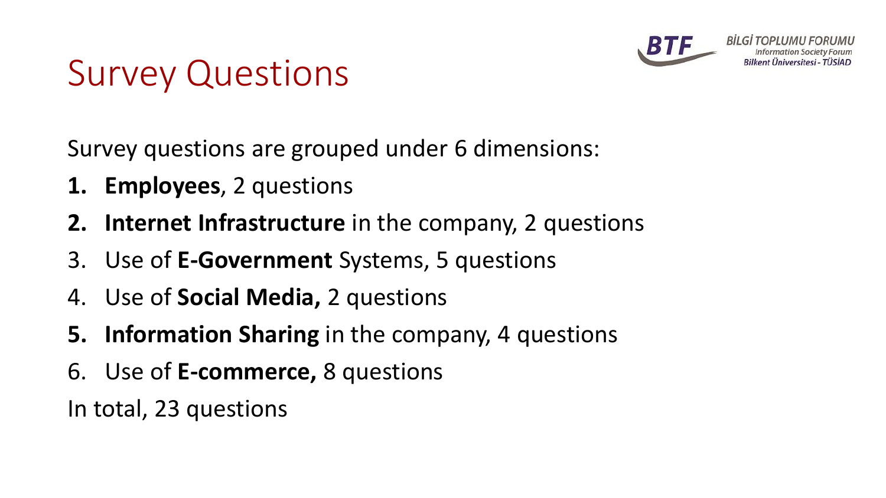# Survey Questions

Survey questions are grouped under 6 dimensions:

1. **Employees**, 2 questions
2. **Internet Infrastructure** in the company, 2 questions
3. Use of **E-Government** Systems, 5 questions
4. Use of **Social Media,** 2 questions
5. **Information Sharing** in the company, 4 questions
6. Use of **E-commerce,** 8 questions

In total, 23 questions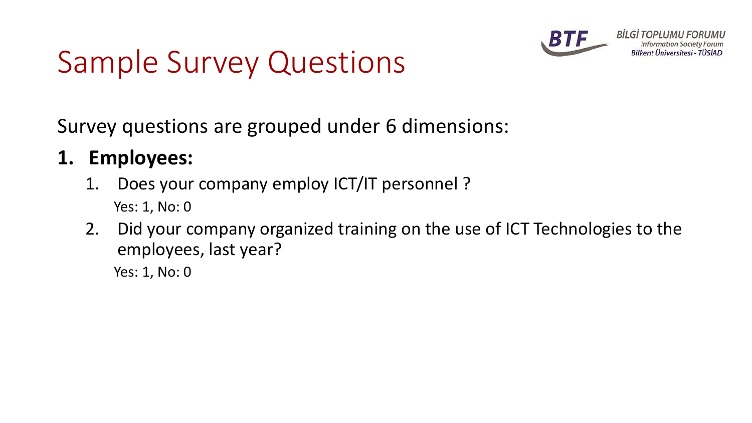# Sample Survey Questions

Survey questions are grouped under 6 dimensions:

1. **Employees:**
   1. Does your company employ ICT/IT personnel ?

      Yes: 1, No: 0
   2. Did your company organized training on the use of ICT Technologies to the employees, last year?

      Yes: 1, No: 0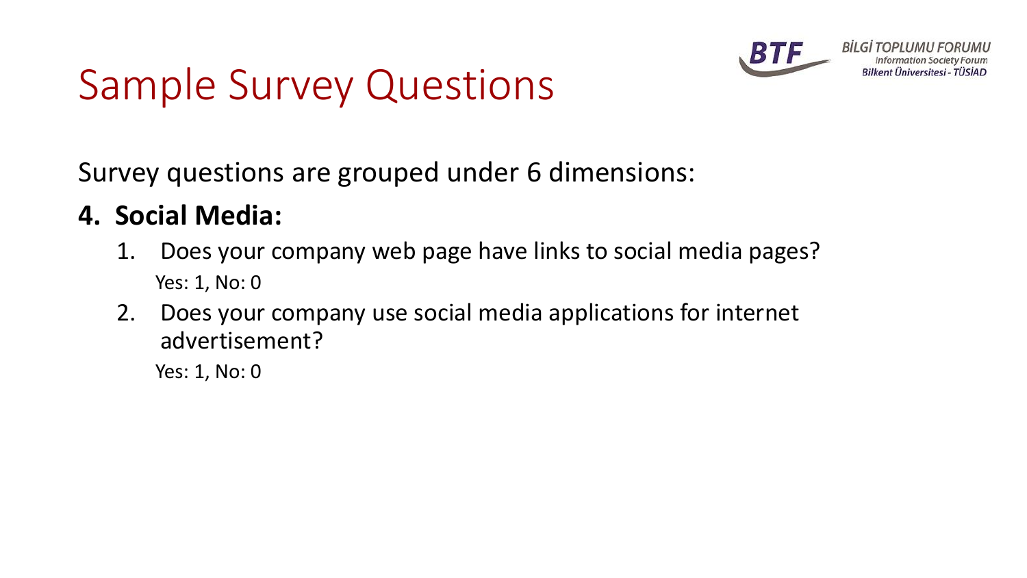# Sample Survey Questions

Survey questions are grouped under 6 dimensions:

**4. Social Media:**

1. Does your company web page have links to social media pages?
   Yes: 1, No: 0
2. Does your company use social media applications for internet advertisement?
   Yes: 1, No: 0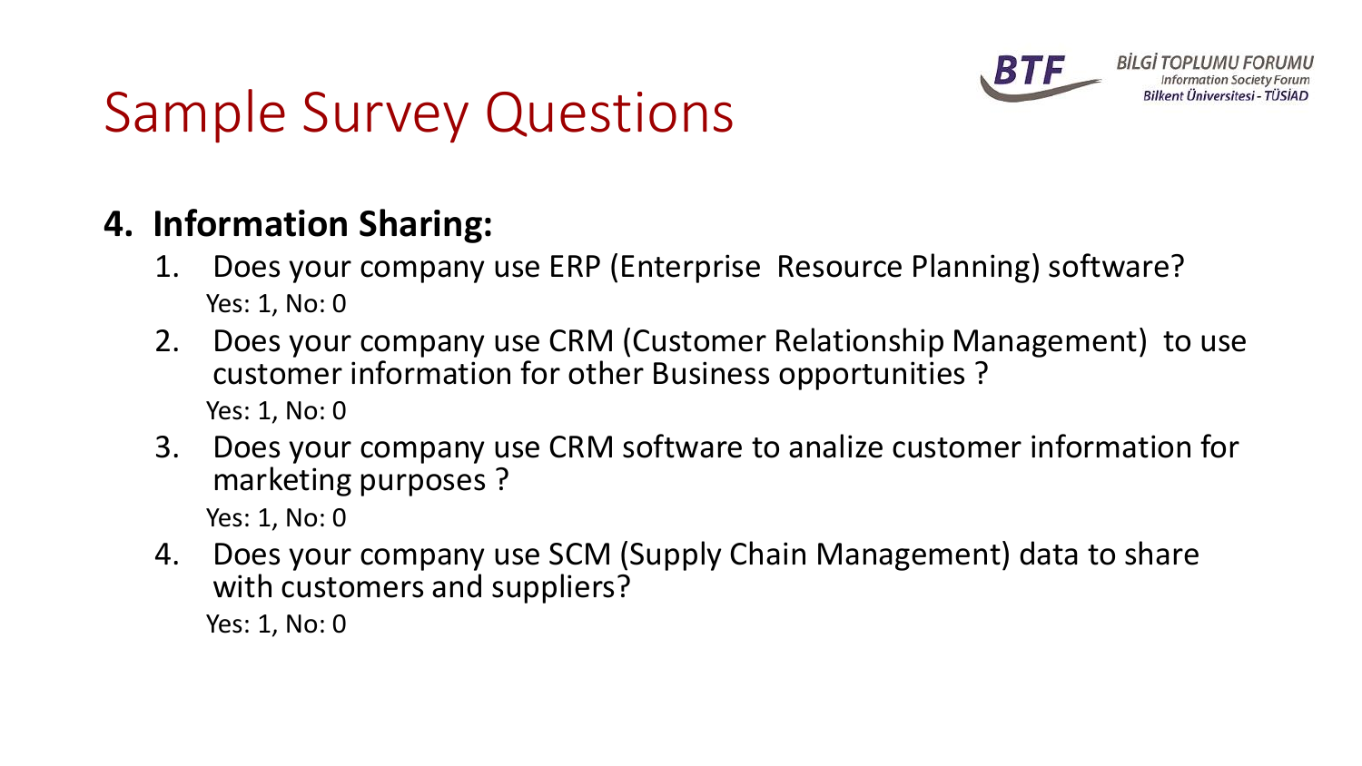# Sample Survey Questions

## 4. Information Sharing:

1. Does your company use ERP (Enterprise Resource Planning) software?
   Yes: 1, No: 0
2. Does your company use CRM (Customer Relationship Management) to use customer information for other Business opportunities ?
   Yes: 1, No: 0
3. Does your company use CRM software to analize customer information for marketing purposes ?
   Yes: 1, No: 0
4. Does your company use SCM (Supply Chain Management) data to share with customers and suppliers?
   Yes: 1, No: 0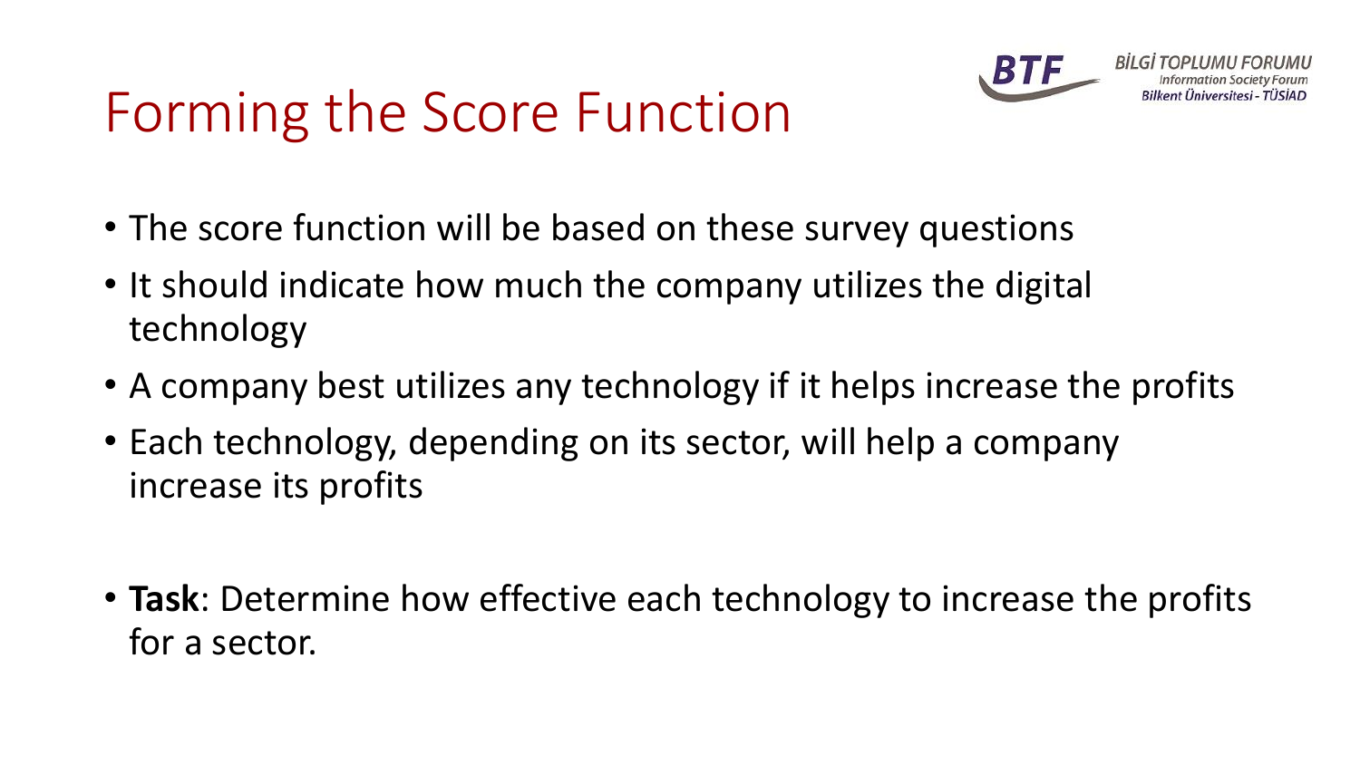# Forming the Score Function

- The score function will be based on these survey questions
- It should indicate how much the company utilizes the digital technology
- A company best utilizes any technology if it helps increase the profits
- Each technology, depending on its sector, will help a company increase its profits

- **Task**: Determine how effective each technology to increase the profits for a sector.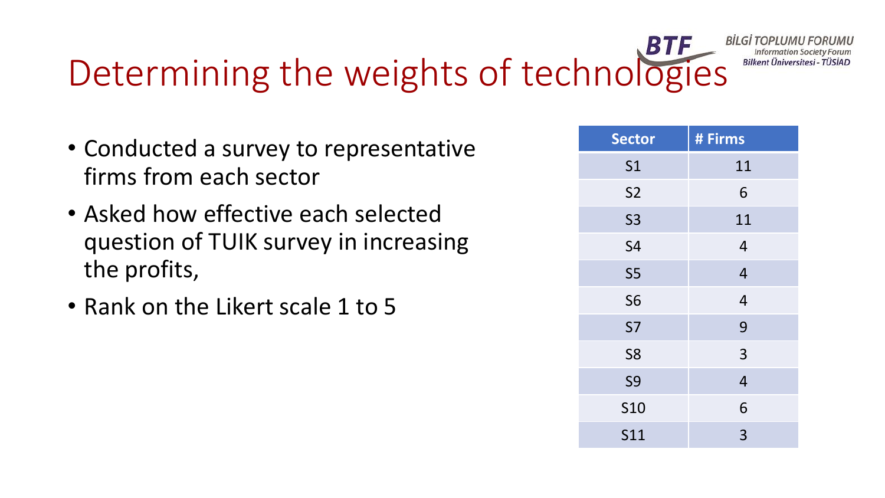# Determining the weights of technologies

- Conducted a survey to representative firms from each sector
- Asked how effective each selected question of TUIK survey in increasing the profits,
- Rank on the Likert scale 1 to 5

| Sector | # Firms |
| --- | --- |
| S1 | 11 |
| S2 | 6 |
| S3 | 11 |
| S4 | 4 |
| S5 | 4 |
| S6 | 4 |
| S7 | 9 |
| S8 | 3 |
| S9 | 4 |
| S10 | 6 |
| S11 | 3 |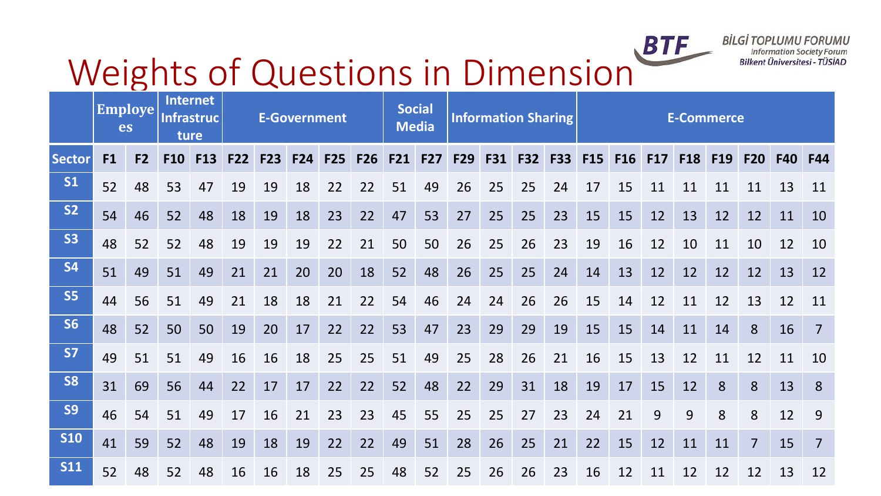# Weights of Questions in Dimension

| | Employees | | Internet Infrastructure | | E-Government | | | | | Social Media | | Information Sharing | | | | E-Commerce | | | | | | | |
|---|---|---|---|---|---|---|---|---|---|---|---|---|---|---|---|---|---|---|---|---|---|---|---|
| **Sector** | **F1** | **F2** | **F10** | **F13** | **F22** | **F23** | **F24** | **F25** | **F26** | **F21** | **F27** | **F29** | **F31** | **F32** | **F33** | **F15** | **F16** | **F17** | **F18** | **F19** | **F20** | **F40** | **F44** |
| **S1** | 52 | 48 | 53 | 47 | 19 | 19 | 18 | 22 | 22 | 51 | 49 | 26 | 25 | 25 | 24 | 17 | 15 | 11 | 11 | 11 | 11 | 13 | 11 |
| **S2** | 54 | 46 | 52 | 48 | 18 | 19 | 18 | 23 | 22 | 47 | 53 | 27 | 25 | 25 | 23 | 15 | 15 | 12 | 13 | 12 | 12 | 11 | 10 |
| **S3** | 48 | 52 | 52 | 48 | 19 | 19 | 19 | 22 | 21 | 50 | 50 | 26 | 25 | 26 | 23 | 19 | 16 | 12 | 10 | 11 | 10 | 12 | 10 |
| **S4** | 51 | 49 | 51 | 49 | 21 | 21 | 20 | 20 | 18 | 52 | 48 | 26 | 25 | 25 | 24 | 14 | 13 | 12 | 12 | 12 | 12 | 13 | 12 |
| **S5** | 44 | 56 | 51 | 49 | 21 | 18 | 18 | 21 | 22 | 54 | 46 | 24 | 24 | 26 | 26 | 15 | 14 | 12 | 11 | 12 | 13 | 12 | 11 |
| **S6** | 48 | 52 | 50 | 50 | 19 | 20 | 17 | 22 | 22 | 53 | 47 | 23 | 29 | 29 | 19 | 15 | 15 | 14 | 11 | 14 | 8 | 16 | 7 |
| **S7** | 49 | 51 | 51 | 49 | 16 | 16 | 18 | 25 | 25 | 51 | 49 | 25 | 28 | 26 | 21 | 16 | 15 | 13 | 12 | 11 | 12 | 11 | 10 |
| **S8** | 31 | 69 | 56 | 44 | 22 | 17 | 17 | 22 | 22 | 52 | 48 | 22 | 29 | 31 | 18 | 19 | 17 | 15 | 12 | 8 | 8 | 13 | 8 |
| **S9** | 46 | 54 | 51 | 49 | 17 | 16 | 21 | 23 | 23 | 45 | 55 | 25 | 25 | 27 | 23 | 24 | 21 | 9 | 9 | 8 | 8 | 12 | 9 |
| **S10** | 41 | 59 | 52 | 48 | 19 | 18 | 19 | 22 | 22 | 49 | 51 | 28 | 26 | 25 | 21 | 22 | 15 | 12 | 11 | 11 | 7 | 15 | 7 |
| **S11** | 52 | 48 | 52 | 48 | 16 | 16 | 18 | 25 | 25 | 48 | 52 | 25 | 26 | 26 | 23 | 16 | 12 | 11 | 12 | 12 | 12 | 13 | 12 |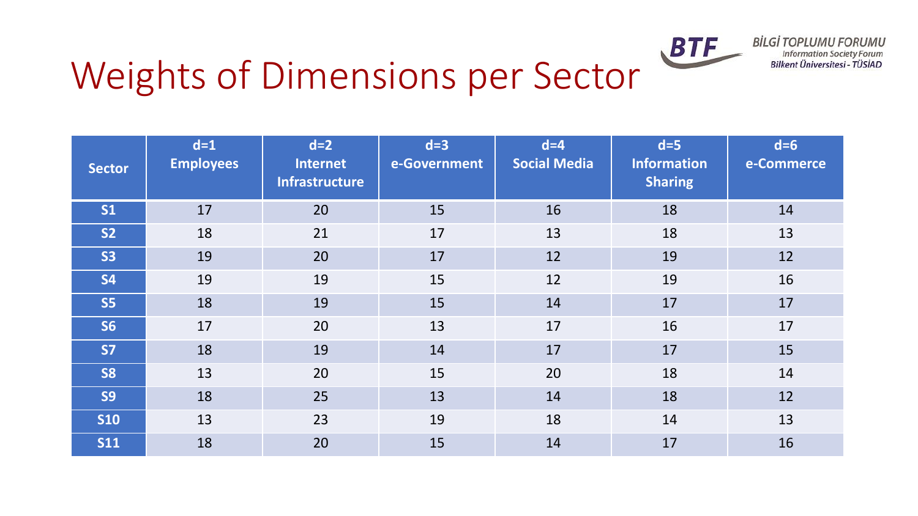# Weights of Dimensions per Sector

| Sector | d=1 Employees | d=2 Internet Infrastructure | d=3 e-Government | d=4 Social Media | d=5 Information Sharing | d=6 e-Commerce |
|---|---|---|---|---|---|---|
| S1 | 17 | 20 | 15 | 16 | 18 | 14 |
| S2 | 18 | 21 | 17 | 13 | 18 | 13 |
| S3 | 19 | 20 | 17 | 12 | 19 | 12 |
| S4 | 19 | 19 | 15 | 12 | 19 | 16 |
| S5 | 18 | 19 | 15 | 14 | 17 | 17 |
| S6 | 17 | 20 | 13 | 17 | 16 | 17 |
| S7 | 18 | 19 | 14 | 17 | 17 | 15 |
| S8 | 13 | 20 | 15 | 20 | 18 | 14 |
| S9 | 18 | 25 | 13 | 14 | 18 | 12 |
| S10 | 13 | 23 | 19 | 18 | 14 | 13 |
| S11 | 18 | 20 | 15 | 14 | 17 | 16 |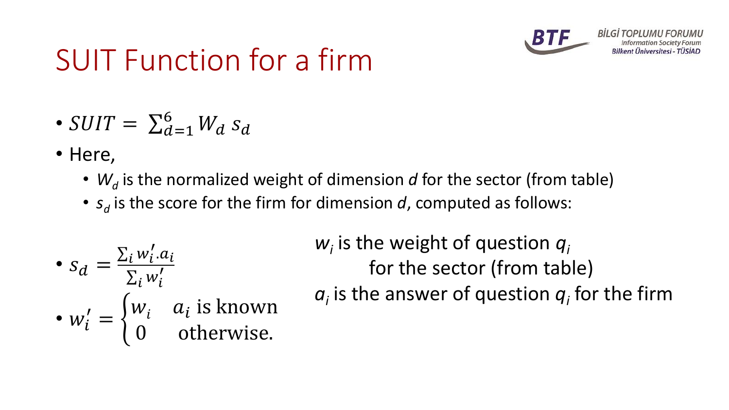# SUIT Function for a firm

- $SUIT = \sum_{d=1}^{6} W_d \, s_d$
- Here,
  - $W_d$ is the normalized weight of dimension $d$ for the sector (from table)
  - $s_d$ is the score for the firm for dimension $d$, computed as follows:

- $s_d = \frac{\sum_i w_i'.a_i}{\sum_i w_i'}$
- $w_i' = \begin{cases} w_i & a_i \text{ is known} \\ 0 & \text{otherwise.} \end{cases}$

$w_i$ is the weight of question $q_i$ for the sector (from table)

$a_i$ is the answer of question $q_i$ for the firm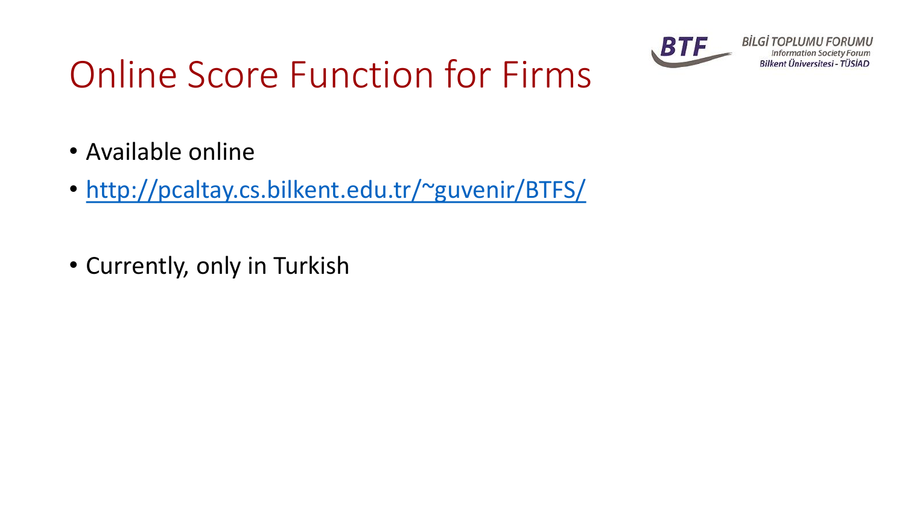# Online Score Function for Firms

- Available online
- http://pcaltay.cs.bilkent.edu.tr/~guvenir/BTFS/

- Currently, only in Turkish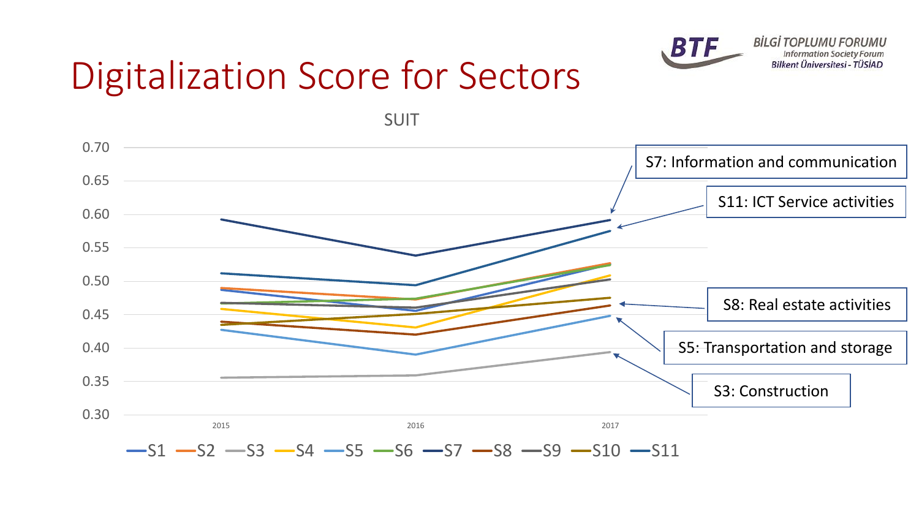# Digitalization Score for Sectors

SUIT

S7: Information and communication

S11: ICT Service activities

S8: Real estate activities

S5: Transportation and storage

S3: Construction

0.70
0.65
0.60
0.55
0.50
0.45
0.40
0.35
0.30

2015 2016 2017

S1 S2 S3 S4 S5 S6 S7 S8 S9 S10 S11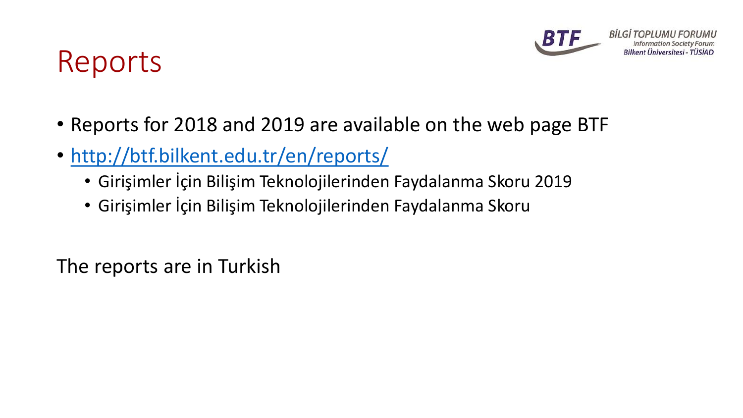# Reports

- Reports for 2018 and 2019 are available on the web page BTF
- [http://btf.bilkent.edu.tr/en/reports/](http://btf.bilkent.edu.tr/en/reports/)
  - Girişimler İçin Bilişim Teknolojilerinden Faydalanma Skoru 2019
  - Girişimler İçin Bilişim Teknolojilerinden Faydalanma Skoru

The reports are in Turkish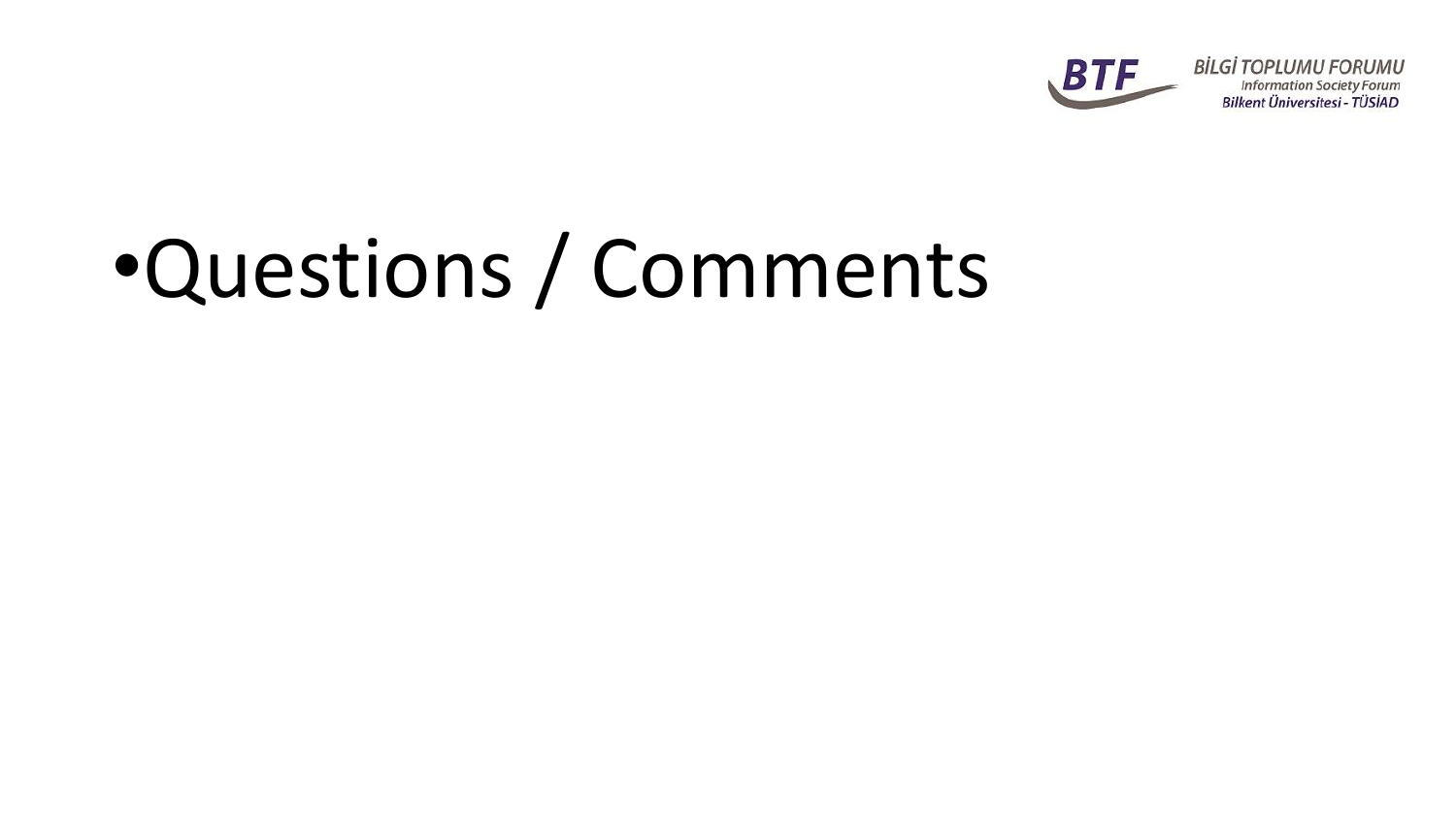- Questions / Comments